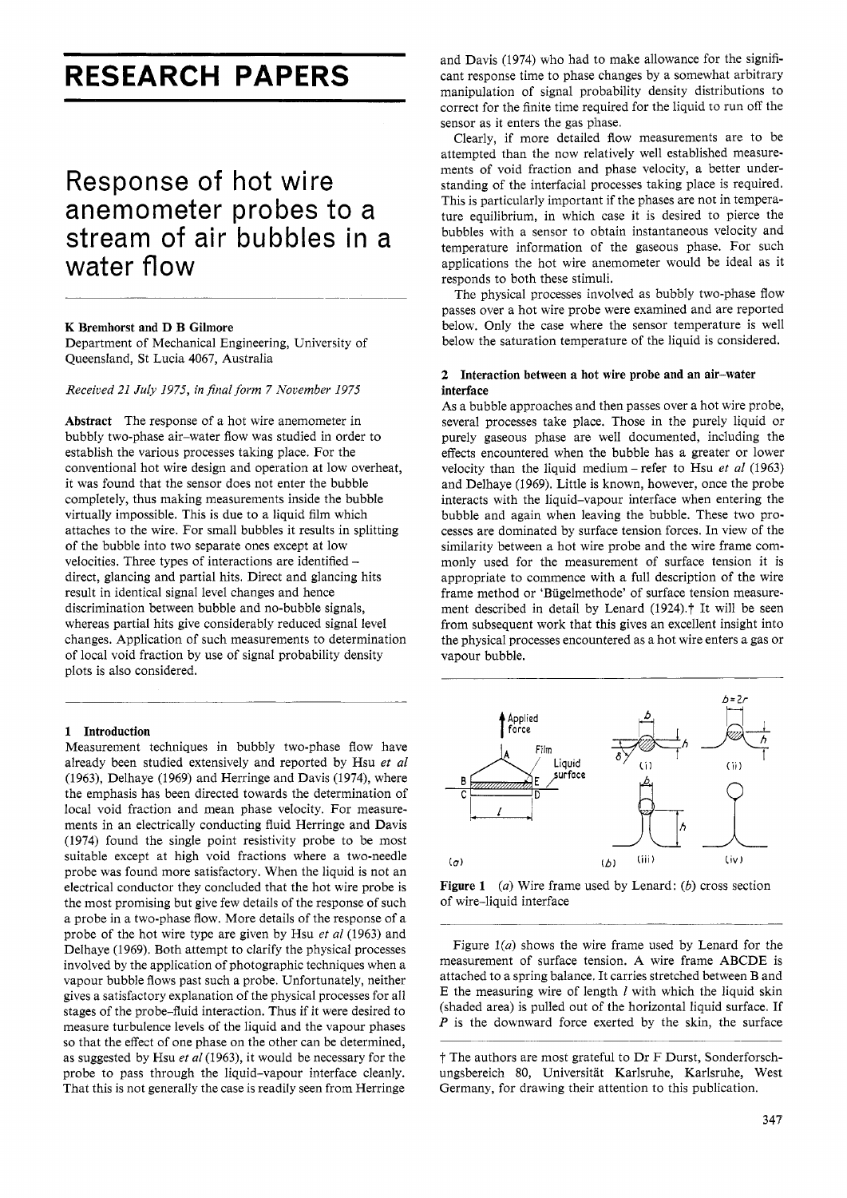# RESEARCH PAPERS

# Response of hot wire anemometer probes to a stream of air bubbles in a water flow

**K Bremhorst and D B Gilmore**
Department of Mechanical Engineering, University of Queensland, St Lucia 4067, Australia

*Received 21 July 1975, in final form 7 November 1975*

**Abstract** The response of a hot wire anemometer in bubbly two-phase air–water flow was studied in order to establish the various processes taking place. For the conventional hot wire design and operation at low overheat, it was found that the sensor does not enter the bubble completely, thus making measurements inside the bubble virtually impossible. This is due to a liquid film which attaches to the wire. For small bubbles it results in splitting of the bubble into two separate ones except at low velocities. Three types of interactions are identified – direct, glancing and partial hits. Direct and glancing hits result in identical signal level changes and hence discrimination between bubble and no-bubble signals, whereas partial hits give considerably reduced signal level changes. Application of such measurements to determination of local void fraction by use of signal probability density plots is also considered.

## 1 Introduction

Measurement techniques in bubbly two-phase flow have already been studied extensively and reported by Hsu *et al* (1963), Delhaye (1969) and Herringe and Davis (1974), where the emphasis has been directed towards the determination of local void fraction and mean phase velocity. For measurements in an electrically conducting fluid Herringe and Davis (1974) found the single point resistivity probe to be most suitable except at high void fractions where a two-needle probe was found more satisfactory. When the liquid is not an electrical conductor they concluded that the hot wire probe is the most promising but give few details of the response of such a probe in a two-phase flow. More details of the response of a probe of the hot wire type are given by Hsu *et al* (1963) and Delhaye (1969). Both attempt to clarify the physical processes involved by the application of photographic techniques when a vapour bubble flows past such a probe. Unfortunately, neither gives a satisfactory explanation of the physical processes for all stages of the probe–fluid interaction. Thus if it were desired to measure turbulence levels of the liquid and the vapour phases so that the effect of one phase on the other can be determined, as suggested by Hsu *et al* (1963), it would be necessary for the probe to pass through the liquid–vapour interface cleanly. That this is not generally the case is readily seen from Herringe and Davis (1974) who had to make allowance for the significant response time to phase changes by a somewhat arbitrary manipulation of signal probability density distributions to correct for the finite time required for the liquid to run off the sensor as it enters the gas phase.

Clearly, if more detailed flow measurements are to be attempted than the now relatively well established measurements of void fraction and phase velocity, a better understanding of the interfacial processes taking place is required. This is particularly important if the phases are not in temperature equilibrium, in which case it is desired to pierce the bubbles with a sensor to obtain instantaneous velocity and temperature information of the gaseous phase. For such applications the hot wire anemometer would be ideal as it responds to both these stimuli.

The physical processes involved as bubbly two-phase flow passes over a hot wire probe were examined and are reported below. Only the case where the sensor temperature is well below the saturation temperature of the liquid is considered.

## 2 Interaction between a hot wire probe and an air–water interface

As a bubble approaches and then passes over a hot wire probe, several processes take place. Those in the purely liquid or purely gaseous phase are well documented, including the effects encountered when the bubble has a greater or lower velocity than the liquid medium – refer to Hsu *et al* (1963) and Delhaye (1969). Little is known, however, once the probe interacts with the liquid–vapour interface when entering the bubble and again when leaving the bubble. These two processes are dominated by surface tension forces. In view of the similarity between a hot wire probe and the wire frame commonly used for the measurement of surface tension it is appropriate to commence with a full description of the wire frame method or 'Bügelmethode' of surface tension measurement described in detail by Lenard (1924).† It will be seen from subsequent work that this gives an excellent insight into the physical processes encountered as a hot wire enters a gas or vapour bubble.

**Figure 1** (*a*) Wire frame used by Lenard: (*b*) cross section of wire–liquid interface

Figure 1(*a*) shows the wire frame used by Lenard for the measurement of surface tension. A wire frame ABCDE is attached to a spring balance. It carries stretched between B and E the measuring wire of length $l$ with which the liquid skin (shaded area) is pulled out of the horizontal liquid surface. If $P$ is the downward force exerted by the skin, the surface

† The authors are most grateful to Dr F Durst, Sonderforschungsbereich 80, Universität Karlsruhe, Karlsruhe, West Germany, for drawing their attention to this publication.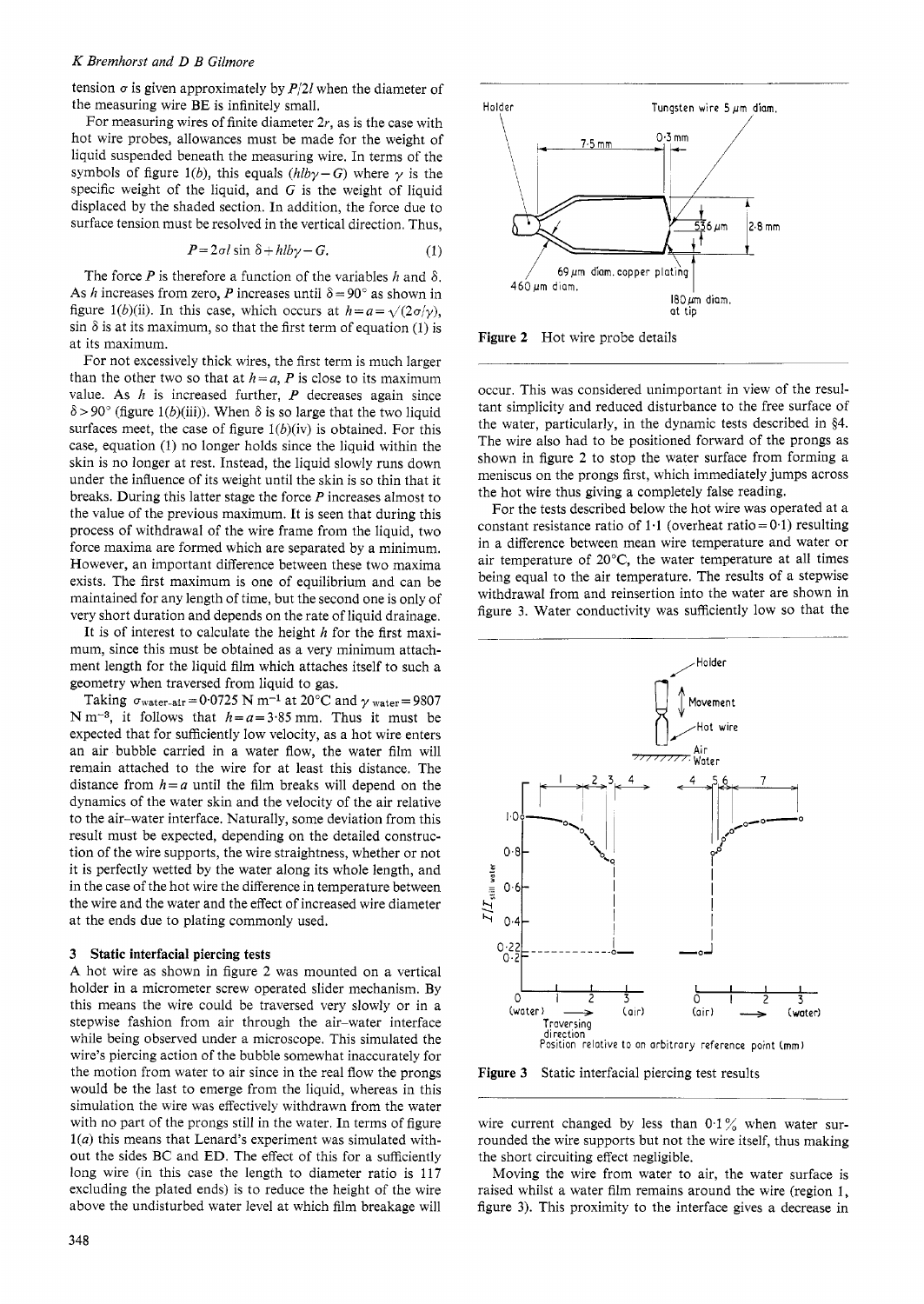tension $\sigma$ is given approximately by $P/2l$ when the diameter of the measuring wire BE is infinitely small.

For measuring wires of finite diameter $2r$, as is the case with hot wire probes, allowances must be made for the weight of liquid suspended beneath the measuring wire. In terms of the symbols of figure 1(*b*), this equals $(hlb\gamma - G)$ where $\gamma$ is the specific weight of the liquid, and $G$ is the weight of liquid displaced by the shaded section. In addition, the force due to surface tension must be resolved in the vertical direction. Thus,

$$P = 2\sigma l \sin \delta + hlb\gamma - G. \quad (1)$$

The force $P$ is therefore a function of the variables $h$ and $\delta$. As $h$ increases from zero, $P$ increases until $\delta = 90°$ as shown in figure 1(*b*)(ii). In this case, which occurs at $h = a = \sqrt{(2\sigma/\gamma)}$, $\sin \delta$ is at its maximum, so that the first term of equation (1) is at its maximum.

For not excessively thick wires, the first term is much larger than the other two so that at $h = a$, $P$ is close to its maximum value. As $h$ is increased further, $P$ decreases again since $\delta > 90°$ (figure 1(*b*)(iii)). When $\delta$ is so large that the two liquid surfaces meet, the case of figure 1(*b*)(iv) is obtained. For this case, equation (1) no longer holds since the liquid within the skin is no longer at rest. Instead, the liquid slowly runs down under the influence of its weight until the skin is so thin that it breaks. During this latter stage the force $P$ increases almost to the value of the previous maximum. It is seen that during this process of withdrawal of the wire frame from the liquid, two force maxima are formed which are separated by a minimum. However, an important difference between these two maxima exists. The first maximum is one of equilibrium and can be maintained for any length of time, but the second one is only of very short duration and depends on the rate of liquid drainage.

It is of interest to calculate the height $h$ for the first maximum, since this must be obtained as a very minimum attachment length for the liquid film which attaches itself to such a geometry when traversed from liquid to gas.

Taking $\sigma_{\text{water-air}} = 0.0725$ N m$^{-1}$ at 20°C and $\gamma_{\text{water}} = 9807$ N m$^{-3}$, it follows that $h = a = 3.85$ mm. Thus it must be expected that for sufficiently low velocity, as a hot wire enters an air bubble carried in a water flow, the water film will remain attached to the wire for at least this distance. The distance from $h = a$ until the film breaks will depend on the dynamics of the water skin and the velocity of the air relative to the air–water interface. Naturally, some deviation from this result must be expected, depending on the detailed construction of the wire supports, the wire straightness, whether or not it is perfectly wetted by the water along its whole length, and in the case of the hot wire the difference in temperature between the wire and the water and the effect of increased wire diameter at the ends due to plating commonly used.

## 3 Static interfacial piercing tests

A hot wire as shown in figure 2 was mounted on a vertical holder in a micrometer screw operated slider mechanism. By this means the wire could be traversed very slowly or in a stepwise fashion from air through the air–water interface while being observed under a microscope. This simulated the wire's piercing action of the bubble somewhat inaccurately for the motion from water to air since in the real flow the prongs would be the last to emerge from the liquid, whereas in this simulation the wire was effectively withdrawn from the water with no part of the prongs still in the water. In terms of figure 1(*a*) this means that Lenard's experiment was simulated without the sides BC and ED. The effect of this for a sufficiently long wire (in this case the length to diameter ratio is 117 excluding the plated ends) is to reduce the height of the wire above the undisturbed water level at which film breakage will

Holder
Tungsten wire 5 μm diam.
7·5 mm
0·3 mm
536 μm
2·8 mm
69 μm diam. copper plating
460 μm diam.
180 μm diam. at tip

Figure 2 Hot wire probe details

occur. This was considered unimportant in view of the resultant simplicity and reduced disturbance to the free surface of the water, particularly, in the dynamic tests described in §4. The wire also had to be positioned forward of the prongs as shown in figure 2 to stop the water surface from forming a meniscus on the prongs first, which immediately jumps across the hot wire thus giving a completely false reading.

For the tests described below the hot wire was operated at a constant resistance ratio of 1·1 (overheat ratio = 0·1) resulting in a difference between mean wire temperature and water or air temperature of 20°C, the water temperature at all times being equal to the air temperature. The results of a stepwise withdrawal from and reinsertion into the water are shown in figure 3. Water conductivity was sufficiently low so that the

Holder
Movement
Hot wire
Air
Water
1 2 3 4
4 5 6 7
$I/I_{\text{still water}}$
1·0
0·8
0·6
0·4
0·22
0·2
0 1 2 3
(water) → (air)
0 1 2 3
(air) → (water)
Traversing direction
Position relative to an arbitrary reference point (mm)

Figure 3 Static interfacial piercing test results

wire current changed by less than 0·1% when water surrounded the wire supports but not the wire itself, thus making the short circuiting effect negligible.

Moving the wire from water to air, the water surface is raised whilst a water film remains around the wire (region 1, figure 3). This proximity to the interface gives a decrease in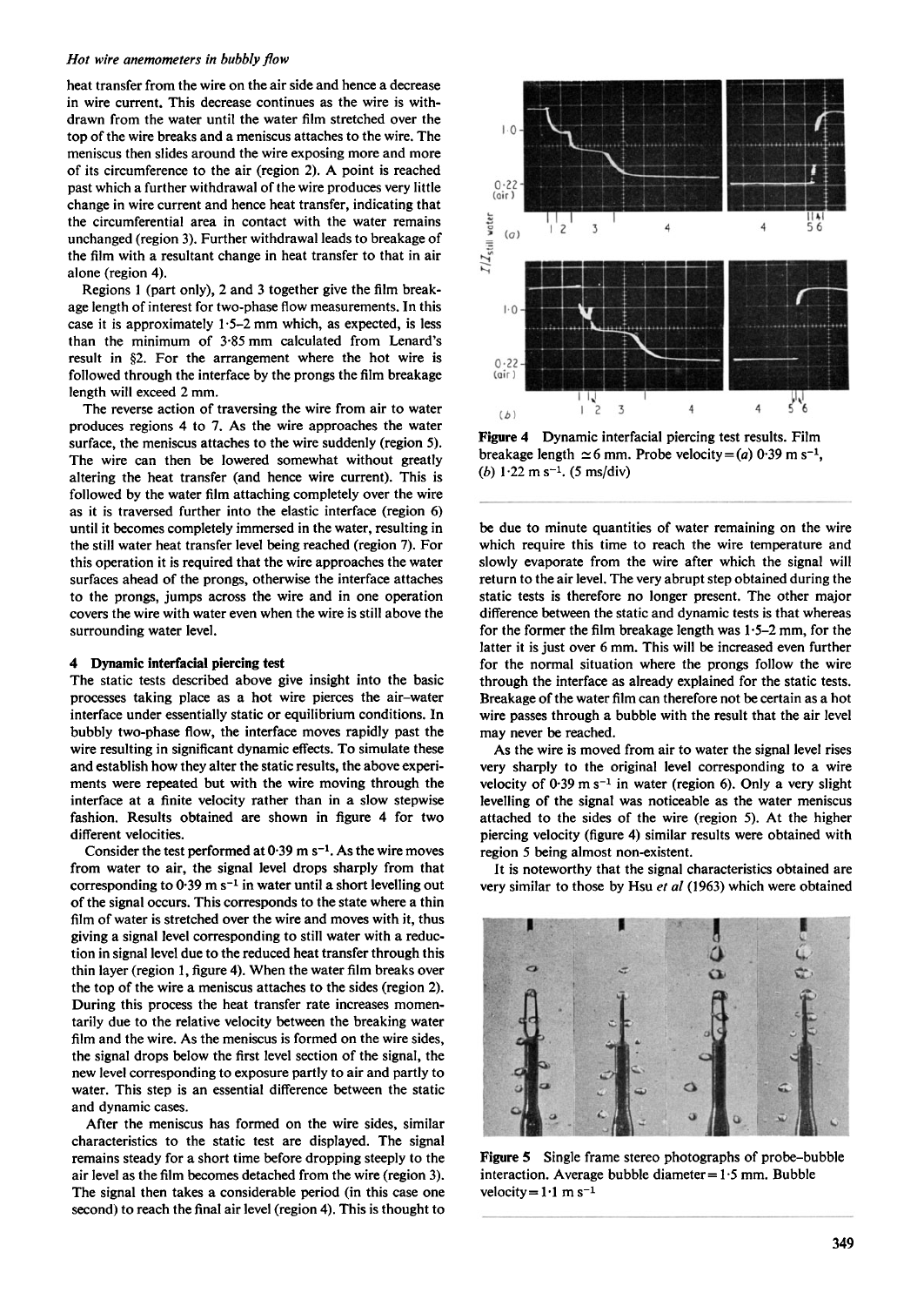heat transfer from the wire on the air side and hence a decrease in wire current. This decrease continues as the wire is withdrawn from the water until the water film stretched over the top of the wire breaks and a meniscus attaches to the wire. The meniscus then slides around the wire exposing more and more of its circumference to the air (region 2). A point is reached past which a further withdrawal of the wire produces very little change in wire current and hence heat transfer, indicating that the circumferential area in contact with the water remains unchanged (region 3). Further withdrawal leads to breakage of the film with a resultant change in heat transfer to that in air alone (region 4).

Regions 1 (part only), 2 and 3 together give the film breakage length of interest for two-phase flow measurements. In this case it is approximately 1·5–2 mm which, as expected, is less than the minimum of 3·85 mm calculated from Lenard's result in §2. For the arrangement where the hot wire is followed through the interface by the prongs the film breakage length will exceed 2 mm.

The reverse action of traversing the wire from air to water produces regions 4 to 7. As the wire approaches the water surface, the meniscus attaches to the wire suddenly (region 5). The wire can then be lowered somewhat without greatly altering the heat transfer (and hence wire current). This is followed by the water film attaching completely over the wire as it is traversed further into the elastic interface (region 6) until it becomes completely immersed in the water, resulting in the still water heat transfer level being reached (region 7). For this operation it is required that the wire approaches the water surfaces ahead of the prongs, otherwise the interface attaches to the prongs, jumps across the wire and in one operation covers the wire with water even when the wire is still above the surrounding water level.

## 4 Dynamic interfacial piercing test

The static tests described above give insight into the basic processes taking place as a hot wire pierces the air–water interface under essentially static or equilibrium conditions. In bubbly two-phase flow, the interface moves rapidly past the wire resulting in significant dynamic effects. To simulate these and establish how they alter the static results, the above experiments were repeated but with the wire moving through the interface at a finite velocity rather than in a slow stepwise fashion. Results obtained are shown in figure 4 for two different velocities.

Consider the test performed at 0·39 m s$^{-1}$. As the wire moves from water to air, the signal level drops sharply from that corresponding to 0·39 m s$^{-1}$ in water until a short levelling out of the signal occurs. This corresponds to the state where a thin film of water is stretched over the wire and moves with it, thus giving a signal level corresponding to still water with a reduction in signal level due to the reduced heat transfer through this thin layer (region 1, figure 4). When the water film breaks over the top of the wire a meniscus attaches to the sides (region 2). During this process the heat transfer rate increases momentarily due to the relative velocity between the breaking water film and the wire. As the meniscus is formed on the wire sides, the signal drops below the first level section of the signal, the new level corresponding to exposure partly to air and partly to water. This step is an essential difference between the static and dynamic cases.

After the meniscus has formed on the wire sides, similar characteristics to the static test are displayed. The signal remains steady for a short time before dropping steeply to the air level as the film becomes detached from the wire (region 3). The signal then takes a considerable period (in this case one second) to reach the final air level (region 4). This is thought to be due to minute quantities of water remaining on the wire which require this time to reach the wire temperature and slowly evaporate from the wire after which the signal will return to the air level. The very abrupt step obtained during the static tests is therefore no longer present. The other major difference between the static and dynamic tests is that whereas for the former the film breakage length was 1·5–2 mm, for the latter it is just over 6 mm. This will be increased even further for the normal situation where the prongs follow the wire through the interface as already explained for the static tests. Breakage of the water film can therefore not be certain as a hot wire passes through a bubble with the result that the air level may never be reached.

As the wire is moved from air to water the signal level rises very sharply to the original level corresponding to a wire velocity of 0·39 m s$^{-1}$ in water (region 6). Only a very slight levelling of the signal was noticeable as the water meniscus attached to the sides of the wire (region 5). At the higher piercing velocity (figure 4) similar results were obtained with region 5 being almost non-existent.

It is noteworthy that the signal characteristics obtained are very similar to those by Hsu *et al* (1963) which were obtained

**Figure 4** Dynamic interfacial piercing test results. Film breakage length ≃ 6 mm. Probe velocity = (*a*) 0·39 m s$^{-1}$, (*b*) 1·22 m s$^{-1}$. (5 ms/div)

**Figure 5** Single frame stereo photographs of probe–bubble interaction. Average bubble diameter = 1·5 mm. Bubble velocity = 1·1 m s$^{-1}$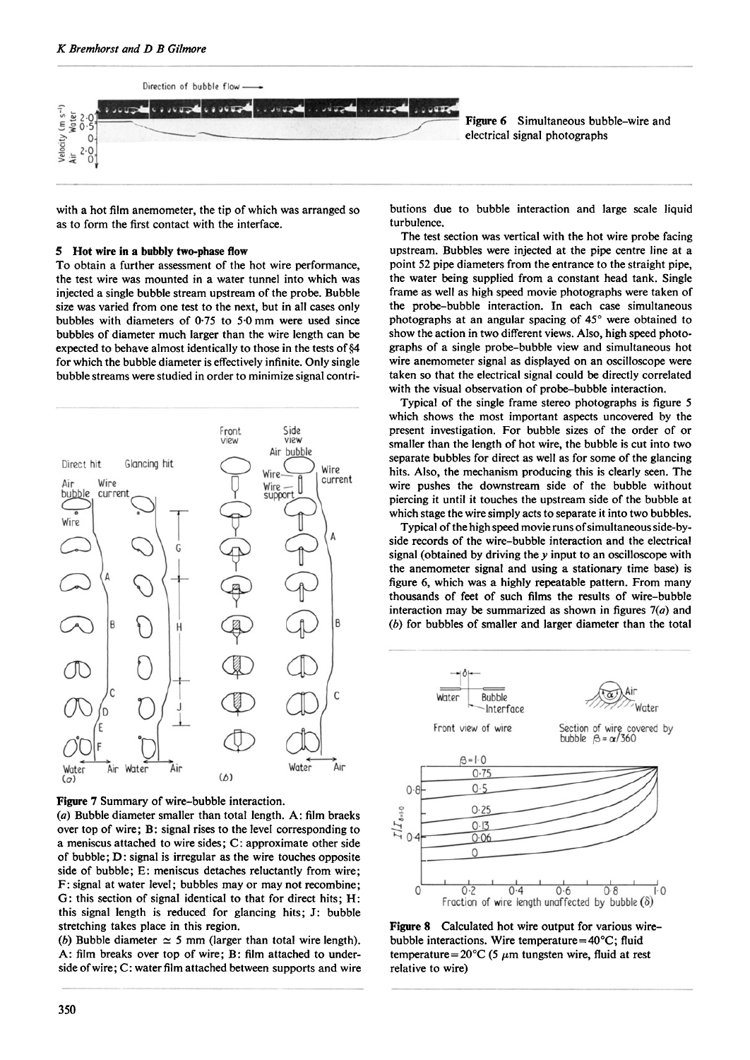Figure 6 Simultaneous bubble–wire and electrical signal photographs

with a hot film anemometer, the tip of which was arranged so as to form the first contact with the interface.

## 5 Hot wire in a bubbly two-phase flow

To obtain a further assessment of the hot wire performance, the test wire was mounted in a water tunnel into which was injected a single bubble stream upstream of the probe. Bubble size was varied from one test to the next, but in all cases only bubbles with diameters of 0·75 to 5·0 mm were used since bubbles of diameter much larger than the wire length can be expected to behave almost identically to those in the tests of §4 for which the bubble diameter is effectively infinite. Only single bubble streams were studied in order to minimize signal contributions due to bubble interaction and large scale liquid turbulence.

The test section was vertical with the hot wire probe facing upstream. Bubbles were injected at the pipe centre line at a point 52 pipe diameters from the entrance to the straight pipe, the water being supplied from a constant head tank. Single frame as well as high speed movie photographs were taken of the probe–bubble interaction. In each case simultaneous photographs at an angular spacing of 45° were obtained to show the action in two different views. Also, high speed photographs of a single probe–bubble view and simultaneous hot wire anemometer signal as displayed on an oscilloscope were taken so that the electrical signal could be directly correlated with the visual observation of probe–bubble interaction.

Typical of the single frame stereo photographs is figure 5 which shows the most important aspects uncovered by the present investigation. For bubble sizes of the order of or smaller than the length of hot wire, the bubble is cut into two separate bubbles for direct as well as for some of the glancing hits. Also, the mechanism producing this is clearly seen. The wire pushes the downstream side of the bubble without piercing it until it touches the upstream side of the bubble at which stage the wire simply acts to separate it into two bubbles.

Typical of the high speed movie runs of simultaneous side-by-side records of the wire–bubble interaction and the electrical signal (obtained by driving the $y$ input to an oscilloscope with the anemometer signal and using a stationary time base) is figure 6, which was a highly repeatable pattern. From many thousands of feet of such films the results of wire–bubble interaction may be summarized as shown in figures 7(*a*) and (*b*) for bubbles of smaller and larger diameter than the total

**Figure 7** Summary of wire–bubble interaction.
(*a*) Bubble diameter smaller than total length. A: film braeks over top of wire; B: signal rises to the level corresponding to a meniscus attached to wire sides; C: approximate other side of bubble; D: signal is irregular as the wire touches opposite side of bubble; E: meniscus detaches reluctantly from wire; F: signal at water level; bubbles may or may not recombine; G: this section of signal identical to that for direct hits; H: this signal length is reduced for glancing hits; J: bubble stretching takes place in this region.
(*b*) Bubble diameter $\simeq$ 5 mm (larger than total wire length). A: film breaks over top of wire; B: film attached to underside of wire; C: water film attached between supports and wire

**Figure 8** Calculated hot wire output for various wire–bubble interactions. Wire temperature = 40°C; fluid temperature = 20°C (5 $\mu$m tungsten wire, fluid at rest relative to wire)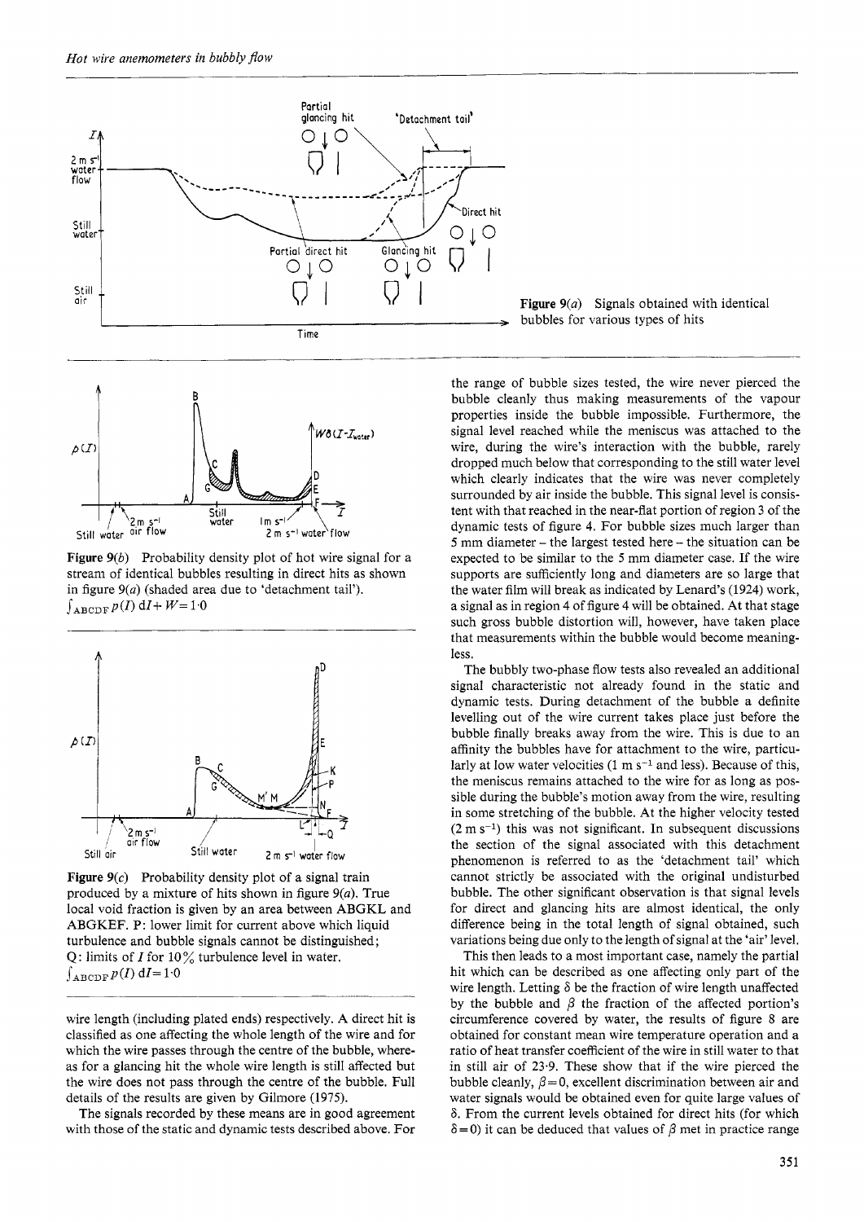Figure 9(*a*) Signals obtained with identical bubbles for various types of hits

Figure 9(*b*) Probability density plot of hot wire signal for a stream of identical bubbles resulting in direct hits as shown in figure 9(*a*) (shaded area due to 'detachment tail'). $\int_{ABCDF} p(I)\, dI + W = 1{\cdot}0$

Figure 9(*c*) Probability density plot of a signal train produced by a mixture of hits shown in figure 9(*a*). True local void fraction is given by an area between ABGKL and ABGKEF. P: lower limit for current above which liquid turbulence and bubble signals cannot be distinguished; Q: limits of $I$ for 10% turbulence level in water. $\int_{ABCDF} p(I)\, dI = 1{\cdot}0$

wire length (including plated ends) respectively. A direct hit is classified as one affecting the whole length of the wire and for which the wire passes through the centre of the bubble, whereas for a glancing hit the whole wire length is still affected but the wire does not pass through the centre of the bubble. Full details of the results are given by Gilmore (1975).

The signals recorded by these means are in good agreement with those of the static and dynamic tests described above. For the range of bubble sizes tested, the wire never pierced the bubble cleanly thus making measurements of the vapour properties inside the bubble impossible. Furthermore, the signal level reached while the meniscus was attached to the wire, during the wire's interaction with the bubble, rarely dropped much below that corresponding to the still water level which clearly indicates that the wire was never completely surrounded by air inside the bubble. This signal level is consistent with that reached in the near-flat portion of region 3 of the dynamic tests of figure 4. For bubble sizes much larger than 5 mm diameter – the largest tested here – the situation can be expected to be similar to the 5 mm diameter case. If the wire supports are sufficiently long and diameters are so large that the water film will break as indicated by Lenard's (1924) work, a signal as in region 4 of figure 4 will be obtained. At that stage such gross bubble distortion will, however, have taken place that measurements within the bubble would become meaningless.

The bubbly two-phase flow tests also revealed an additional signal characteristic not already found in the static and dynamic tests. During detachment of the bubble a definite levelling out of the wire current takes place just before the bubble finally breaks away from the wire. This is due to an affinity the bubbles have for attachment to the wire, particularly at low water velocities (1 m s$^{-1}$ and less). Because of this, the meniscus remains attached to the wire for as long as possible during the bubble's motion away from the wire, resulting in some stretching of the bubble. At the higher velocity tested (2 m s$^{-1}$) this was not significant. In subsequent discussions the section of the signal associated with this detachment phenomenon is referred to as the 'detachment tail' which cannot strictly be associated with the original undisturbed bubble. The other significant observation is that signal levels for direct and glancing hits are almost identical, the only difference being in the total length of signal obtained, such variations being due only to the length of signal at the 'air' level.

This then leads to a most important case, namely the partial hit which can be described as one affecting only part of the wire length. Letting $\delta$ be the fraction of wire length unaffected by the bubble and $\beta$ the fraction of the affected portion's circumference covered by water, the results of figure 8 are obtained for constant mean wire temperature operation and a ratio of heat transfer coefficient of the wire in still water to that in still air of 23·9. These show that if the wire pierced the bubble cleanly, $\beta = 0$, excellent discrimination between air and water signals would be obtained even for quite large values of $\delta$. From the current levels obtained for direct hits (for which $\delta = 0$) it can be deduced that values of $\beta$ met in practice range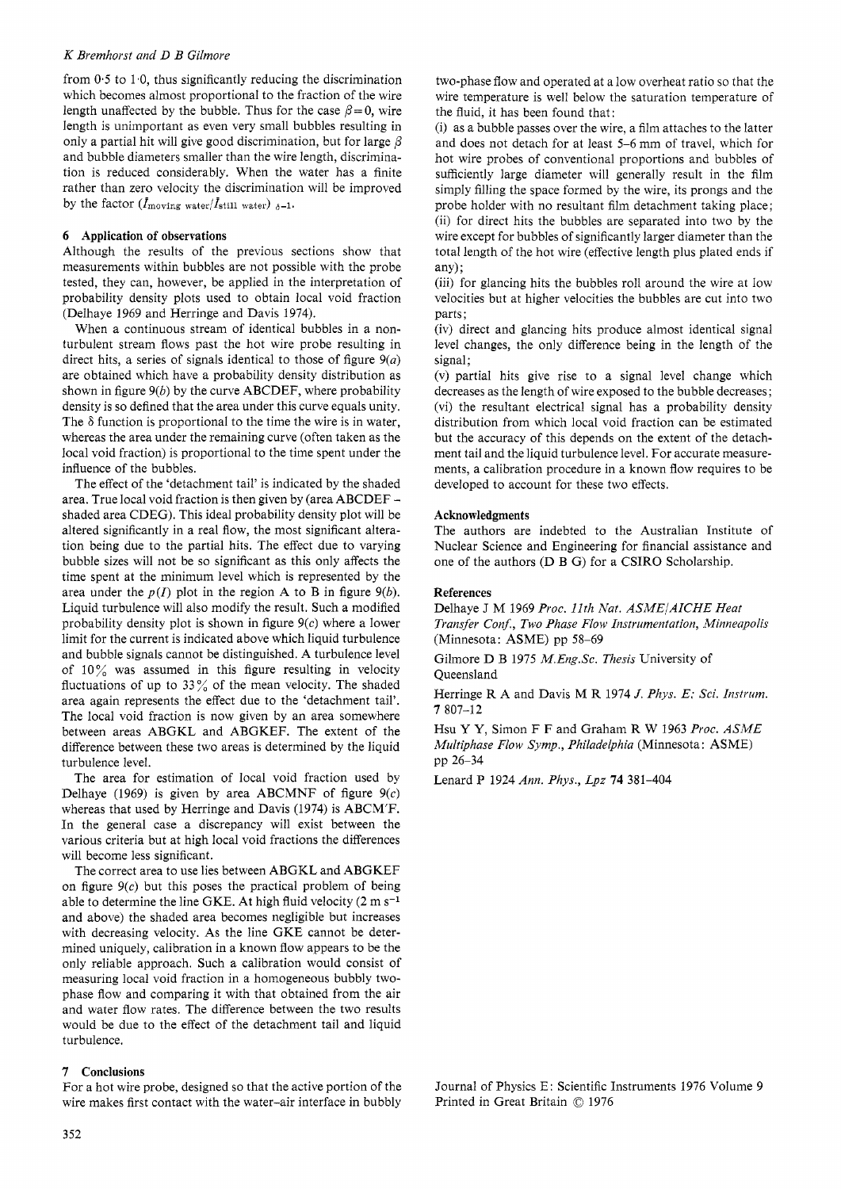from 0·5 to 1·0, thus significantly reducing the discrimination which becomes almost proportional to the fraction of the wire length unaffected by the bubble. Thus for the case $\beta = 0$, wire length is unimportant as even very small bubbles resulting in only a partial hit will give good discrimination, but for large $\beta$ and bubble diameters smaller than the wire length, discrimination is reduced considerably. When the water has a finite rather than zero velocity the discrimination will be improved by the factor $(\bar{I}_{\text{moving water}}/\bar{I}_{\text{still water}})_{\delta-1}$.

## 6 Application of observations

Although the results of the previous sections show that measurements within bubbles are not possible with the probe tested, they can, however, be applied in the interpretation of probability density plots used to obtain local void fraction (Delhaye 1969 and Herringe and Davis 1974).

When a continuous stream of identical bubbles in a non-turbulent stream flows past the hot wire probe resulting in direct hits, a series of signals identical to those of figure 9(*a*) are obtained which have a probability density distribution as shown in figure 9(*b*) by the curve ABCDEF, where probability density is so defined that the area under this curve equals unity. The $\delta$ function is proportional to the time the wire is in water, whereas the area under the remaining curve (often taken as the local void fraction) is proportional to the time spent under the influence of the bubbles.

The effect of the 'detachment tail' is indicated by the shaded area. True local void fraction is then given by (area ABCDEF – shaded area CDEG). This ideal probability density plot will be altered significantly in a real flow, the most significant alteration being due to the partial hits. The effect due to varying bubble sizes will not be so significant as this only affects the time spent at the minimum level which is represented by the area under the $p(I)$ plot in the region A to B in figure 9(*b*). Liquid turbulence will also modify the result. Such a modified probability density plot is shown in figure 9(*c*) where a lower limit for the current is indicated above which liquid turbulence and bubble signals cannot be distinguished. A turbulence level of 10% was assumed in this figure resulting in velocity fluctuations of up to 33% of the mean velocity. The shaded area again represents the effect due to the 'detachment tail'. The local void fraction is now given by an area somewhere between areas ABGKL and ABGKEF. The extent of the difference between these two areas is determined by the liquid turbulence level.

The area for estimation of local void fraction used by Delhaye (1969) is given by area ABCMNF of figure 9(*c*) whereas that used by Herringe and Davis (1974) is ABCM′F. In the general case a discrepancy will exist between the various criteria but at high local void fractions the differences will become less significant.

The correct area to use lies between ABGKL and ABGKEF on figure 9(*c*) but this poses the practical problem of being able to determine the line GKE. At high fluid velocity (2 m s$^{-1}$ and above) the shaded area becomes negligible but increases with decreasing velocity. As the line GKE cannot be determined uniquely, calibration in a known flow appears to be the only reliable approach. Such a calibration would consist of measuring local void fraction in a homogeneous bubbly two-phase flow and comparing it with that obtained from the air and water flow rates. The difference between the two results would be due to the effect of the detachment tail and liquid turbulence.

## 7 Conclusions

For a hot wire probe, designed so that the active portion of the wire makes first contact with the water–air interface in bubbly two-phase flow and operated at a low overheat ratio so that the wire temperature is well below the saturation temperature of the fluid, it has been found that:

(i) as a bubble passes over the wire, a film attaches to the latter and does not detach for at least 5–6 mm of travel, which for hot wire probes of conventional proportions and bubbles of sufficiently large diameter will generally result in the film simply filling the space formed by the wire, its prongs and the probe holder with no resultant film detachment taking place;

(ii) for direct hits the bubbles are separated into two by the wire except for bubbles of significantly larger diameter than the total length of the hot wire (effective length plus plated ends if any);

(iii) for glancing hits the bubbles roll around the wire at low velocities but at higher velocities the bubbles are cut into two parts;

(iv) direct and glancing hits produce almost identical signal level changes, the only difference being in the length of the signal;

(v) partial hits give rise to a signal level change which decreases as the length of wire exposed to the bubble decreases;

(vi) the resultant electrical signal has a probability density distribution from which local void fraction can be estimated but the accuracy of this depends on the extent of the detachment tail and the liquid turbulence level. For accurate measurements, a calibration procedure in a known flow requires to be developed to account for these two effects.

## Acknowledgments

The authors are indebted to the Australian Institute of Nuclear Science and Engineering for financial assistance and one of the authors (D B G) for a CSIRO Scholarship.

## References

Delhaye J M 1969 *Proc. 11th Nat. ASME/AICHE Heat Transfer Conf., Two Phase Flow Instrumentation, Minneapolis* (Minnesota: ASME) pp 58–69

Gilmore D B 1975 *M.Eng.Sc. Thesis* University of Queensland

Herringe R A and Davis M R 1974 *J. Phys. E: Sci. Instrum.* **7** 807–12

Hsu Y Y, Simon F F and Graham R W 1963 *Proc. ASME Multiphase Flow Symp., Philadelphia* (Minnesota: ASME) pp 26–34

Lenard P 1924 *Ann. Phys., Lpz* **74** 381–404